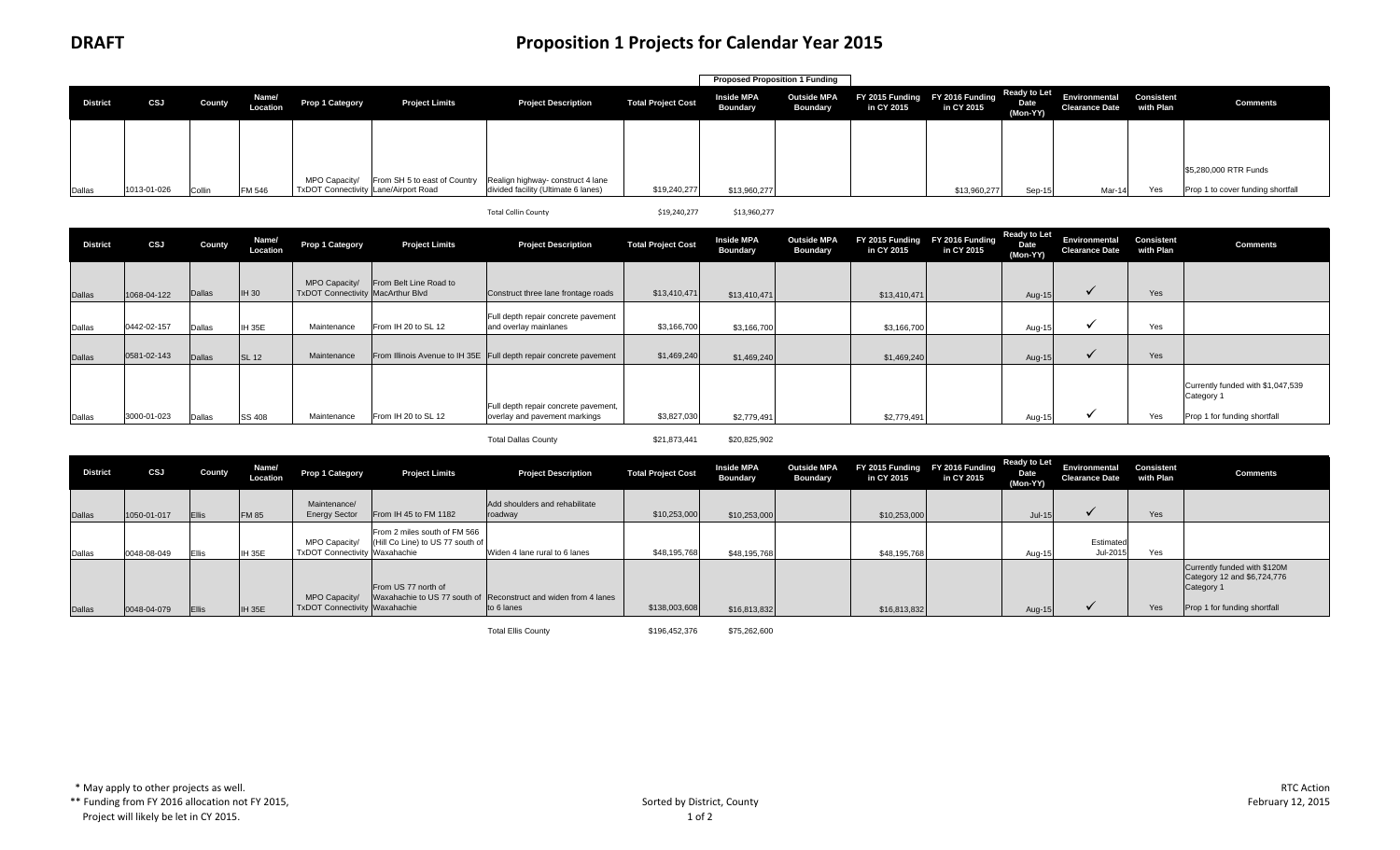# DRAFT

# Proposition 1 Projects for Calendar Year 2015

| District | CSJ | County | Name/ Location | Prop 1 Category | Project Limits | Project Description | Total Project Cost | Proposed Proposition 1 Funding: Inside MPA Boundary | Proposed Proposition 1 Funding: Outside MPA Boundary | FY 2015 Funding in CY 2015 | FY 2016 Funding in CY 2015 | Ready to Let Date (Mon-YY) | Environmental Clearance Date | Consistent with Plan | Comments |
|---|---|---|---|---|---|---|---|---|---|---|---|---|---|---|---|
| Dallas | 1013-01-026 | Collin | FM 546 | MPO Capacity/ TxDOT Connectivity | From SH 5 to east of Country Lane/Airport Road | Realign highway- construct 4 lane divided facility (Ultimate 6 lanes) | $19,240,277 | $13,960,277 | | | $13,960,277 | Sep-15 | Mar-14 | Yes | $5,280,000 RTR Funds<br>Prop 1 to cover funding shortfall |
| | | | | | | Total Collin County | $19,240,277 | $13,960,277 | | | | | | | |

| District | CSJ | County | Name/ Location | Prop 1 Category | Project Limits | Project Description | Total Project Cost | Inside MPA Boundary | Outside MPA Boundary | FY 2015 Funding in CY 2015 | FY 2016 Funding in CY 2015 | Ready to Let Date (Mon-YY) | Environmental Clearance Date | Consistent with Plan | Comments |
|---|---|---|---|---|---|---|---|---|---|---|---|---|---|---|---|
| Dallas | 1068-04-122 | Dallas | IH 30 | MPO Capacity/ TxDOT Connectivity | From Belt Line Road to MacArthur Blvd | Construct three lane frontage roads | $13,410,471 | $13,410,471 | | $13,410,471 | | Aug-15 | ✓ | Yes | |
| Dallas | 0442-02-157 | Dallas | IH 35E | Maintenance | From IH 20 to SL 12 | Full depth repair concrete pavement and overlay mainlanes | $3,166,700 | $3,166,700 | | $3,166,700 | | Aug-15 | ✓ | Yes | |
| Dallas | 0581-02-143 | Dallas | SL 12 | Maintenance | From Illinois Avenue to IH 35E | Full depth repair concrete pavement | $1,469,240 | $1,469,240 | | $1,469,240 | | Aug-15 | ✓ | Yes | |
| Dallas | 3000-01-023 | Dallas | SS 408 | Maintenance | From IH 20 to SL 12 | Full depth repair concrete pavement, overlay and pavement markings | $3,827,030 | $2,779,491 | | $2,779,491 | | Aug-15 | ✓ | Yes | Currently funded with $1,047,539 Category 1<br>Prop 1 for funding shortfall |
| | | | | | | Total Dallas County | $21,873,441 | $20,825,902 | | | | | | | |

| District | CSJ | County | Name/ Location | Prop 1 Category | Project Limits | Project Description | Total Project Cost | Inside MPA Boundary | Outside MPA Boundary | FY 2015 Funding in CY 2015 | FY 2016 Funding in CY 2015 | Ready to Let Date (Mon-YY) | Environmental Clearance Date | Consistent with Plan | Comments |
|---|---|---|---|---|---|---|---|---|---|---|---|---|---|---|---|
| Dallas | 1050-01-017 | Ellis | FM 85 | Maintenance/ Energy Sector | From IH 45 to FM 1182 | Add shoulders and rehabilitate roadway | $10,253,000 | $10,253,000 | | $10,253,000 | | Jul-15 | ✓ | Yes | |
| Dallas | 0048-08-049 | Ellis | IH 35E | MPO Capacity/ TxDOT Connectivity | From 2 miles south of FM 566 (Hill Co Line) to US 77 south of Waxachie | Widen 4 lane rural to 6 lanes | $48,195,768 | $48,195,768 | | $48,195,768 | | Aug-15 | Estimated Jul-2015 | Yes | |
| Dallas | 0048-04-079 | Ellis | IH 35E | MPO Capacity/ TxDOT Connectivity | From US 77 north of Waxahachie to US 77 south of Waxachie | Reconstruct and widen from 4 lanes to 6 lanes | $138,003,608 | $16,813,832 | | $16,813,832 | | Aug-15 | ✓ | Yes | Currently funded with $120M Category 12 and $6,724,776 Category 1<br>Prop 1 for funding shortfall |
| | | | | | | Total Ellis County | $196,452,376 | $75,262,600 | | | | | | | |

\* May apply to other projects as well.

\*\* Funding from FY 2016 allocation not FY 2015, Project will likely be let in CY 2015.

Sorted by District, County

RTC Action
February 12, 2015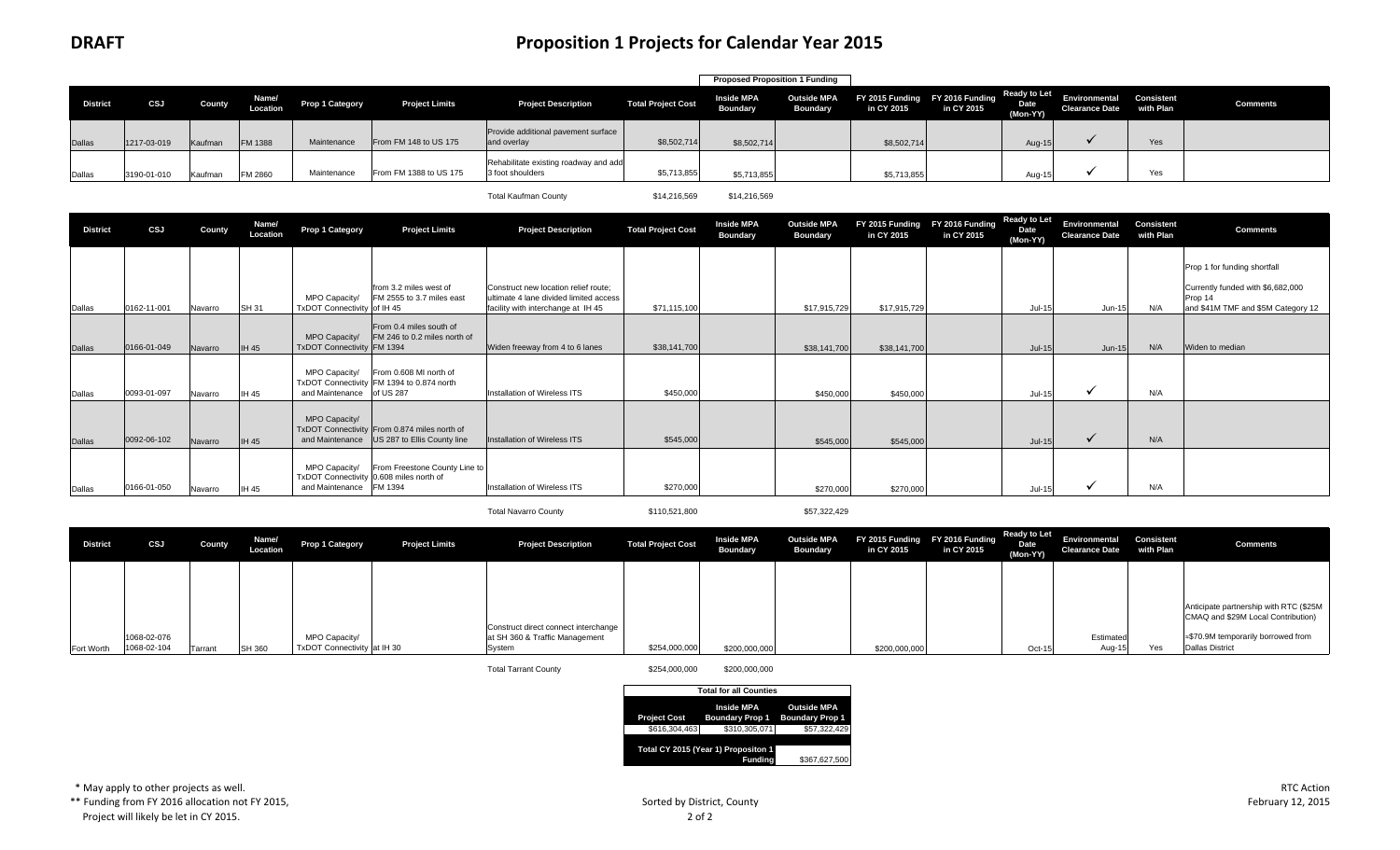**DRAFT**

# Proposition 1 Projects for Calendar Year 2015

| District | CSJ | County | Name/ Location | Prop 1 Category | Project Limits | Project Description | Total Project Cost | Proposed Proposition 1 Funding: Inside MPA Boundary | Proposed Proposition 1 Funding: Outside MPA Boundary | FY 2015 Funding in CY 2015 | FY 2016 Funding in CY 2015 | Ready to Let Date (Mon-YY) | Environmental Clearance Date | Consistent with Plan | Comments |
|---|---|---|---|---|---|---|---|---|---|---|---|---|---|---|---|
| Dallas | 1217-03-019 | Kaufman | FM 1388 | Maintenance | From FM 148 to US 175 | Provide additional pavement surface and overlay | $8,502,714 | $8,502,714 | | $8,502,714 | | Aug-15 | ✓ | Yes | |
| Dallas | 3190-01-010 | Kaufman | FM 2860 | Maintenance | From FM 1388 to US 175 | Rehabilitate existing roadway and add 3 foot shoulders | $5,713,855 | $5,713,855 | | $5,713,855 | | Aug-15 | ✓ | Yes | |
| | | | | | | Total Kaufman County | $14,216,569 | $14,216,569 | | | | | | | |
| Dallas | 0162-11-001 | Navarro | SH 31 | MPO Capacity/ TxDOT Connectivity | from 3.2 miles west of FM 2555 to 3.7 miles east of IH 45 | Construct new location relief route; ultimate 4 lane divided limited access facility with interchange at IH 45 | $71,115,100 | | $17,915,729 | $17,915,729 | | Jul-15 | Jun-15 | N/A | Prop 1 for funding shortfall<br>Currently funded with $6,682,000 Prop 14 and $41M TMF and $5M Category 12 |
| Dallas | 0166-01-049 | Navarro | IH 45 | MPO Capacity/ TxDOT Connectivity | From 0.4 miles south of FM 246 to 0.2 miles north of FM 1394 | Widen freeway from 4 to 6 lanes | $38,141,700 | | $38,141,700 | $38,141,700 | | Jul-15 | Jun-15 | N/A | Widen to median |
| Dallas | 0093-01-097 | Navarro | IH 45 | MPO Capacity/ TxDOT Connectivity and Maintenance | From 0.608 MI north of FM 1394 to 0.874 north of US 287 | Installation of Wireless ITS | $450,000 | | $450,000 | $450,000 | | Jul-15 | ✓ | N/A | |
| Dallas | 0092-06-102 | Navarro | IH 45 | MPO Capacity/ TxDOT Connectivity and Maintenance | From 0.874 miles north of US 287 to Ellis County line | Installation of Wireless ITS | $545,000 | | $545,000 | $545,000 | | Jul-15 | ✓ | N/A | |
| Dallas | 0166-01-050 | Navarro | IH 45 | MPO Capacity/ TxDOT Connectivity and Maintenance | From Freestone County Line to 0.608 miles north of FM 1394 | Installation of Wireless ITS | $270,000 | | $270,000 | $270,000 | | Jul-15 | ✓ | N/A | |
| | | | | | | Total Navarro County | $110,521,800 | | $57,322,429 | | | | | | |
| Fort Worth | 1068-02-076<br>1068-02-104 | Tarrant | SH 360 | MPO Capacity/ TxDOT Connectivity | at IH 30 | Construct direct connect interchange at SH 360 & Traffic Management System | $254,000,000 | $200,000,000 | | $200,000,000 | | Oct-15 | Estimated Aug-15 | Yes | Anticipate partnership with RTC ($25M CMAQ and $29M Local Contribution)<br>≈$70.9M temporarily borrowed from Dallas District |
| | | | | | | Total Tarrant County | $254,000,000 | $200,000,000 | | | | | | | |

| Total for all Counties | | |
|---|---|---|
| Project Cost | Inside MPA Boundary Prop 1 | Outside MPA Boundary Prop 1 |
| $616,304,463 | $310,305,071 | $57,322,429 |
| Total CY 2015 (Year 1) Propositon 1 Funding | | $367,627,500 |

\* May apply to other projects as well.
\** Funding from FY 2016 allocation not FY 2015, Project will likely be let in CY 2015.

Sorted by District, County

RTC Action
February 12, 2015